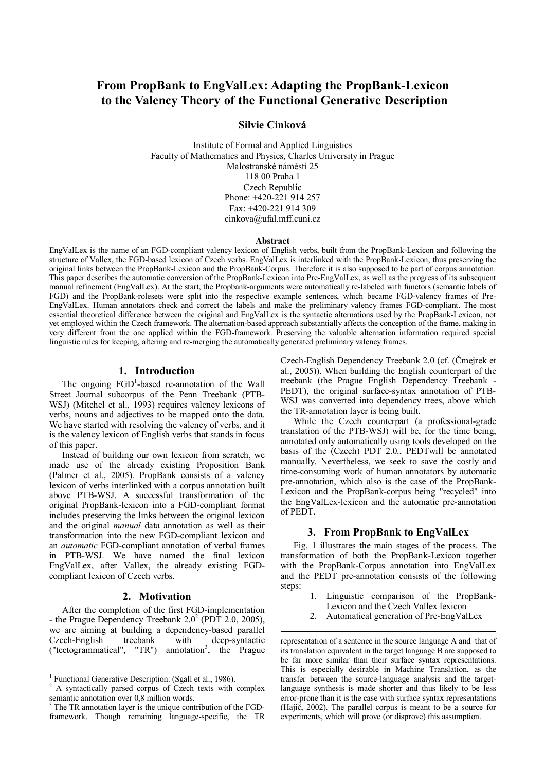# From PropBank to EngValLex: Adapting the PropBank-Lexicon to the Valency Theory of the Functional Generative Description

**Silvie Cinková**

Institute of Formal and Applied Linguistics
Faculty of Mathematics and Physics, Charles University in Prague
Malostranské náměstí 25
118 00 Praha 1
Czech Republic
Phone: +420-221 914 257
Fax: +420-221 914 309
cinkova@ufal.mff.cuni.cz

**Abstract**

EngValLex is the name of an FGD-compliant valency lexicon of English verbs, built from the PropBank-Lexicon and following the structure of Vallex, the FGD-based lexicon of Czech verbs. EngValLex is interlinked with the PropBank-Lexicon, thus preserving the original links between the PropBank-Lexicon and the PropBank-Corpus. Therefore it is also supposed to be part of corpus annotation. This paper describes the automatic conversion of the PropBank-Lexicon into Pre-EngValLex, as well as the progress of its subsequent manual refinement (EngValLex). At the start, the Propbank-arguments were automatically re-labeled with functors (semantic labels of FGD) and the PropBank-rolesets were split into the respective example sentences, which became FGD-valency frames of Pre-EngValLex. Human annotators check and correct the labels and make the preliminary valency frames FGD-compliant. The most essential theoretical difference between the original and EngValLex is the syntactic alternations used by the PropBank-Lexicon, not yet employed within the Czech framework. The alternation-based approach substantially affects the conception of the frame, making in very different from the one applied within the FGD-framework. Preserving the valuable alternation information required special linguistic rules for keeping, altering and re-merging the automatically generated preliminary valency frames.

## 1. Introduction

The ongoing FGD[1]-based re-annotation of the Wall Street Journal subcorpus of the Penn Treebank (PTB-WSJ) (Mitchel et al., 1993) requires valency lexicons of verbs, nouns and adjectives to be mapped onto the data. We have started with resolving the valency of verbs, and it is the valency lexicon of English verbs that stands in focus of this paper.

Instead of building our own lexicon from scratch, we made use of the already existing Proposition Bank (Palmer et al., 2005). PropBank consists of a valency lexicon of verbs interlinked with a corpus annotation built above PTB-WSJ. A successful transformation of the original PropBank-lexicon into a FGD-compliant format includes preserving the links between the original lexicon and the original *manual* data annotation as well as their transformation into the new FGD-compliant lexicon and an *automatic* FGD-compliant annotation of verbal frames in PTB-WSJ. We have named the final lexicon EngValLex, after Vallex, the already existing FGD-compliant lexicon of Czech verbs.

## 2. Motivation

After the completion of the first FGD-implementation - the Prague Dependency Treebank 2.0[2] (PDT 2.0, 2005), we are aiming at building a dependency-based parallel Czech-English treebank with deep-syntactic ("tectogrammatical", "TR") annotation[3], the Prague Czech-English Dependency Treebank 2.0 (cf. (Čmejrek et al., 2005)). When building the English counterpart of the treebank (the Prague English Dependency Treebank - PEDT), the original surface-syntax annotation of PTB-WSJ was converted into dependency trees, above which the TR-annotation layer is being built.

While the Czech counterpart (a professional-grade translation of the PTB-WSJ) will be, for the time being, annotated only automatically using tools developed on the basis of the (Czech) PDT 2.0., PEDTwill be annotated manually. Nevertheless, we seek to save the costly and time-consuming work of human annotators by automatic pre-annotation, which also is the case of the PropBank-Lexicon and the PropBank-corpus being "recycled" into the EngValLex-lexicon and the automatic pre-annotation of PEDT.

## 3. From PropBank to EngValLex

Fig. 1 illustrates the main stages of the process. The transformation of both the PropBank-Lexicon together with the PropBank-Corpus annotation into EngValLex and the PEDT pre-annotation consists of the following steps:

1. Linguistic comparison of the PropBank-Lexicon and the Czech Vallex lexicon
2. Automatical generation of Pre-EngValLex

---

[1] Functional Generative Description: (Sgall et al., 1986).

[2] A syntactically parsed corpus of Czech texts with complex semantic annotation over 0,8 million words.

[3] The TR annotation layer is the unique contribution of the FGD-framework. Though remaining language-specific, the TR representation of a sentence in the source language A and that of its translation equivalent in the target language B are supposed to be far more similar than their surface syntax representations. This is especially desirable in Machine Translation, as the transfer between the source-language analysis and the target-language synthesis is made shorter and thus likely to be less error-prone than it is the case with surface syntax representations (Hajič, 2002). The parallel corpus is meant to be a source for experiments, which will prove (or disprove) this assumption.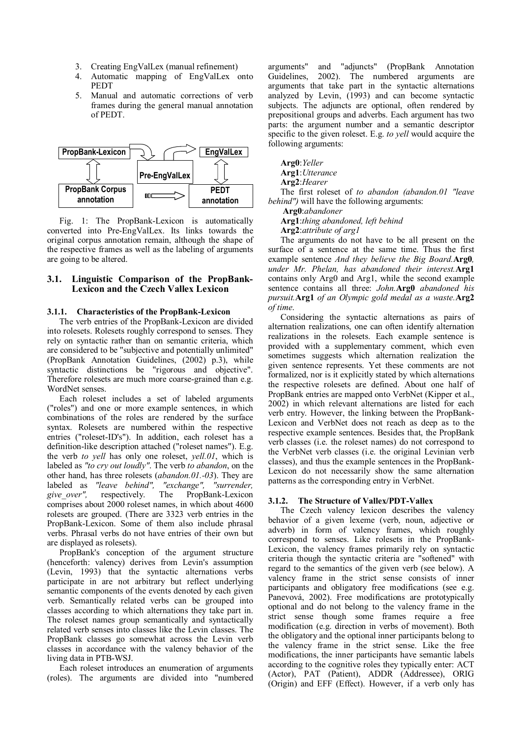3. Creating EngValLex (manual refinement)
4. Automatic mapping of EngValLex onto PEDT
5. Manual and automatic corrections of verb frames during the general manual annotation of PEDT.

Fig. 1: The PropBank-Lexicon is automatically converted into Pre-EngValLex. Its links towards the original corpus annotation remain, although the shape of the respective frames as well as the labeling of arguments are going to be altered.

### 3.1. Linguistic Comparison of the PropBank-Lexicon and the Czech Vallex Lexicon

#### 3.1.1. Characteristics of the PropBank-Lexicon

The verb entries of the PropBank-Lexicon are divided into rolesets. Rolesets roughly correspond to senses. They rely on syntactic rather than on semantic criteria, which are considered to be "subjective and potentially unlimited" (PropBank Annotation Guidelines, (2002) p.3), while syntactic distinctions be "rigorous and objective". Therefore rolesets are much more coarse-grained than e.g. WordNet senses.

Each roleset includes a set of labeled arguments ("roles") and one or more example sentences, in which combinations of the roles are rendered by the surface syntax. Rolesets are numbered within the respective entries ("roleset-ID's"). In addition, each roleset has a definition-like description attached ("roleset names"). E.g. the verb *to yell* has only one roleset, *yell.01*, which is labeled as *"to cry out loudly"*. The verb *to abandon*, on the other hand, has three rolesets (*abandon.01.-03*). They are labeled as *"leave behind", "exchange", "surrender, give_over",* respectively. The PropBank-Lexicon comprises about 2000 roleset names, in which about 4600 rolesets are grouped. (There are 3323 verb entries in the PropBank-Lexicon. Some of them also include phrasal verbs. Phrasal verbs do not have entries of their own but are displayed as rolesets).

PropBank's conception of the argument structure (henceforth: valency) derives from Levin's assumption (Levin, 1993) that the syntactic alternations verbs participate in are not arbitrary but reflect underlying semantic components of the events denoted by each given verb. Semantically related verbs can be grouped into classes according to which alternations they take part in. The roleset names group semantically and syntactically related verb senses into classes like the Levin classes. The PropBank classes go somewhat across the Levin verb classes in accordance with the valency behavior of the living data in PTB-WSJ.

Each roleset introduces an enumeration of arguments (roles). The arguments are divided into "numbered arguments" and "adjuncts" (PropBank Annotation Guidelines, 2002). The numbered arguments are arguments that take part in the syntactic alternations analyzed by Levin, (1993) and can become syntactic subjects. The adjuncts are optional, often rendered by prepositional groups and adverbs. Each argument has two parts: the argument number and a semantic descriptor specific to the given roleset. E.g. *to yell* would acquire the following arguments:

**Arg0**:*Yeller*
**Arg1**:*Utterance*
**Arg2**:*Hearer*

The first roleset of *to abandon (abandon.01 "leave behind")* will have the following arguments:

**Arg0**:*abandoner*
**Arg1**:*thing abandoned, left behind*
**Arg2**:*attribute of arg1*

The arguments do not have to be all present on the surface of a sentence at the same time. Thus the first example sentence *And they believe the Big Board.***Arg0***, under Mr. Phelan, has abandoned their interest.***Arg1** contains only Arg0 and Arg1, while the second example sentence contains all three: *John.***Arg0** *abandoned his pursuit.***Arg1** *of an Olympic gold medal as a waste.***Arg2** *of time*.

Considering the syntactic alternations as pairs of alternation realizations, one can often identify alternation realizations in the rolesets. Each example sentence is provided with a supplementary comment, which even sometimes suggests which alternation realization the given sentence represents. Yet these comments are not formalized, nor is it explicitly stated by which alternations the respective rolesets are defined. About one half of PropBank entries are mapped onto VerbNet (Kipper et al., 2002) in which relevant alternations are listed for each verb entry. However, the linking between the PropBank-Lexicon and VerbNet does not reach as deep as to the respective example sentences. Besides that, the PropBank verb classes (i.e. the roleset names) do not correspond to the VerbNet verb classes (i.e. the original Levinian verb classes), and thus the example sentences in the PropBank-Lexicon do not necessarily show the same alternation patterns as the corresponding entry in VerbNet.

#### 3.1.2. The Structure of Vallex/PDT-Vallex

The Czech valency lexicon describes the valency behavior of a given lexeme (verb, noun, adjective or adverb) in form of valency frames, which roughly correspond to senses. Like rolesets in the PropBank-Lexicon, the valency frames primarily rely on syntactic criteria though the syntactic criteria are "softened" with regard to the semantics of the given verb (see below). A valency frame in the strict sense consists of inner participants and obligatory free modifications (see e.g. Panevová, 2002). Free modifications are prototypically optional and do not belong to the valency frame in the strict sense though some frames require a free modification (e.g. direction in verbs of movement). Both the obligatory and the optional inner participants belong to the valency frame in the strict sense. Like the free modifications, the inner participants have semantic labels according to the cognitive roles they typically enter: ACT (Actor), PAT (Patient), ADDR (Addressee), ORIG (Origin) and EFF (Effect). However, if a verb only has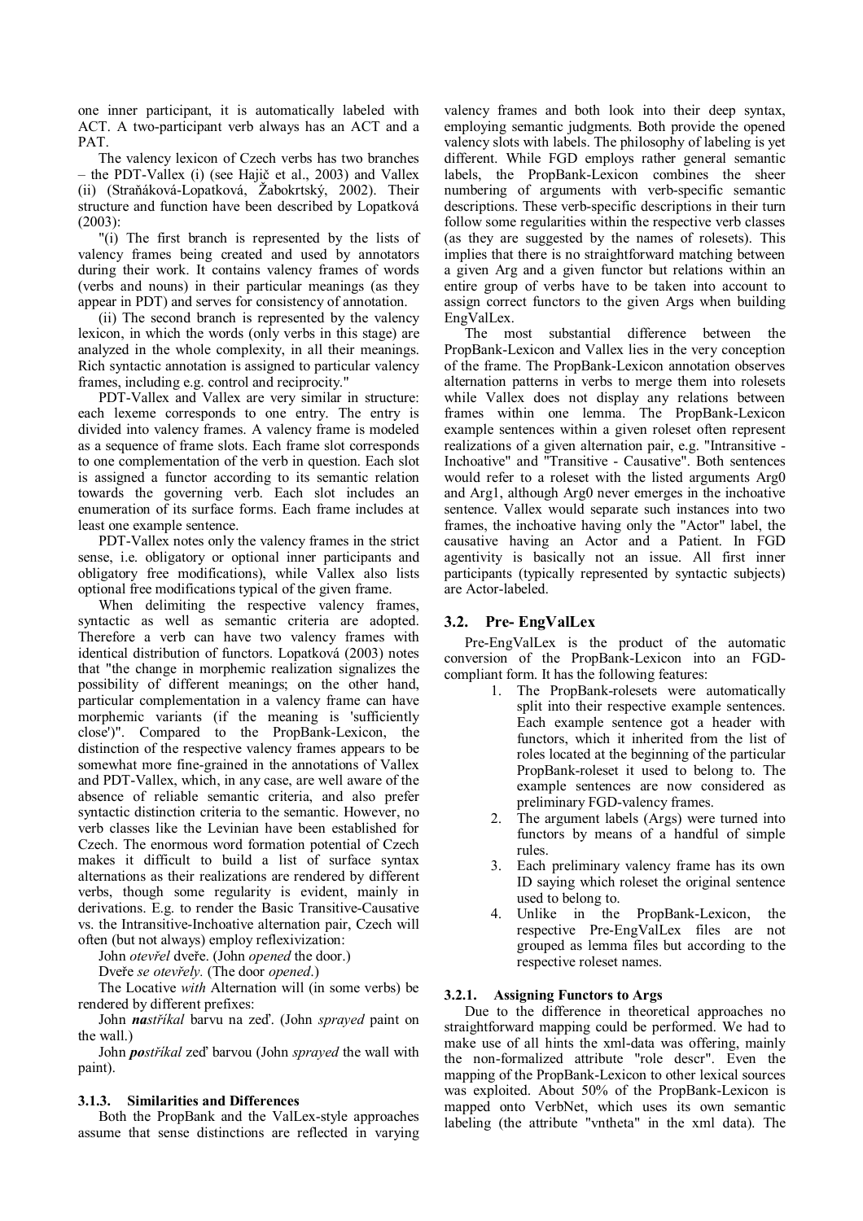one inner participant, it is automatically labeled with ACT. A two-participant verb always has an ACT and a PAT.

The valency lexicon of Czech verbs has two branches – the PDT-Vallex (i) (see Hajič et al., 2003) and Vallex (ii) (Straňáková-Lopatková, Žabokrtský, 2002). Their structure and function have been described by Lopatková (2003):

"(i) The first branch is represented by the lists of valency frames being created and used by annotators during their work. It contains valency frames of words (verbs and nouns) in their particular meanings (as they appear in PDT) and serves for consistency of annotation.

(ii) The second branch is represented by the valency lexicon, in which the words (only verbs in this stage) are analyzed in the whole complexity, in all their meanings. Rich syntactic annotation is assigned to particular valency frames, including e.g. control and reciprocity."

PDT-Vallex and Vallex are very similar in structure: each lexeme corresponds to one entry. The entry is divided into valency frames. A valency frame is modeled as a sequence of frame slots. Each frame slot corresponds to one complementation of the verb in question. Each slot is assigned a functor according to its semantic relation towards the governing verb. Each slot includes an enumeration of its surface forms. Each frame includes at least one example sentence.

PDT-Vallex notes only the valency frames in the strict sense, i.e. obligatory or optional inner participants and obligatory free modifications), while Vallex also lists optional free modifications typical of the given frame.

When delimiting the respective valency frames, syntactic as well as semantic criteria are adopted. Therefore a verb can have two valency frames with identical distribution of functors. Lopatková (2003) notes that "the change in morphemic realization signalizes the possibility of different meanings; on the other hand, particular complementation in a valency frame can have morphemic variants (if the meaning is 'sufficiently close')". Compared to the PropBank-Lexicon, the distinction of the respective valency frames appears to be somewhat more fine-grained in the annotations of Vallex and PDT-Vallex, which, in any case, are well aware of the absence of reliable semantic criteria, and also prefer syntactic distinction criteria to the semantic. However, no verb classes like the Levinian have been established for Czech. The enormous word formation potential of Czech makes it difficult to build a list of surface syntax alternations as their realizations are rendered by different verbs, though some regularity is evident, mainly in derivations. E.g. to render the Basic Transitive-Causative vs. the Intransitive-Inchoative alternation pair, Czech will often (but not always) employ reflexivization:

John *otevřel* dveře. (John *opened* the door.)

Dveře *se otevřely.* (The door *opened*.)

The Locative *with* Alternation will (in some verbs) be rendered by different prefixes:

John ***na**stříkal* barvu na zeď. (John *sprayed* paint on the wall.)

John ***po**stříkal* zeď barvou (John *sprayed* the wall with paint).

#### 3.1.3. Similarities and Differences

Both the PropBank and the ValLex-style approaches assume that sense distinctions are reflected in varying valency frames and both look into their deep syntax, employing semantic judgments. Both provide the opened valency slots with labels. The philosophy of labeling is yet different. While FGD employs rather general semantic labels, the PropBank-Lexicon combines the sheer numbering of arguments with verb-specific semantic descriptions. These verb-specific descriptions in their turn follow some regularities within the respective verb classes (as they are suggested by the names of rolesets). This implies that there is no straightforward matching between a given Arg and a given functor but relations within an entire group of verbs have to be taken into account to assign correct functors to the given Args when building EngValLex.

The most substantial difference between the PropBank-Lexicon and Vallex lies in the very conception of the frame. The PropBank-Lexicon annotation observes alternation patterns in verbs to merge them into rolesets while Vallex does not display any relations between frames within one lemma. The PropBank-Lexicon example sentences within a given roleset often represent realizations of a given alternation pair, e.g. "Intransitive - Inchoative" and "Transitive - Causative". Both sentences would refer to a roleset with the listed arguments Arg0 and Arg1, although Arg0 never emerges in the inchoative sentence. Vallex would separate such instances into two frames, the inchoative having only the "Actor" label, the causative having an Actor and a Patient. In FGD agentivity is basically not an issue. All first inner participants (typically represented by syntactic subjects) are Actor-labeled.

### 3.2. Pre- EngValLex

Pre-EngValLex is the product of the automatic conversion of the PropBank-Lexicon into an FGD-compliant form. It has the following features:

1. The PropBank-rolesets were automatically split into their respective example sentences. Each example sentence got a header with functors, which it inherited from the list of roles located at the beginning of the particular PropBank-roleset it used to belong to. The example sentences are now considered as preliminary FGD-valency frames.
2. The argument labels (Args) were turned into functors by means of a handful of simple rules.
3. Each preliminary valency frame has its own ID saying which roleset the original sentence used to belong to.
4. Unlike in the PropBank-Lexicon, the respective Pre-EngValLex files are not grouped as lemma files but according to the respective roleset names.

#### 3.2.1. Assigning Functors to Args

Due to the difference in theoretical approaches no straightforward mapping could be performed. We had to make use of all hints the xml-data was offering, mainly the non-formalized attribute "role descr". Even the mapping of the PropBank-Lexicon to other lexical sources was exploited. About 50% of the PropBank-Lexicon is mapped onto VerbNet, which uses its own semantic labeling (the attribute "vntheta" in the xml data). The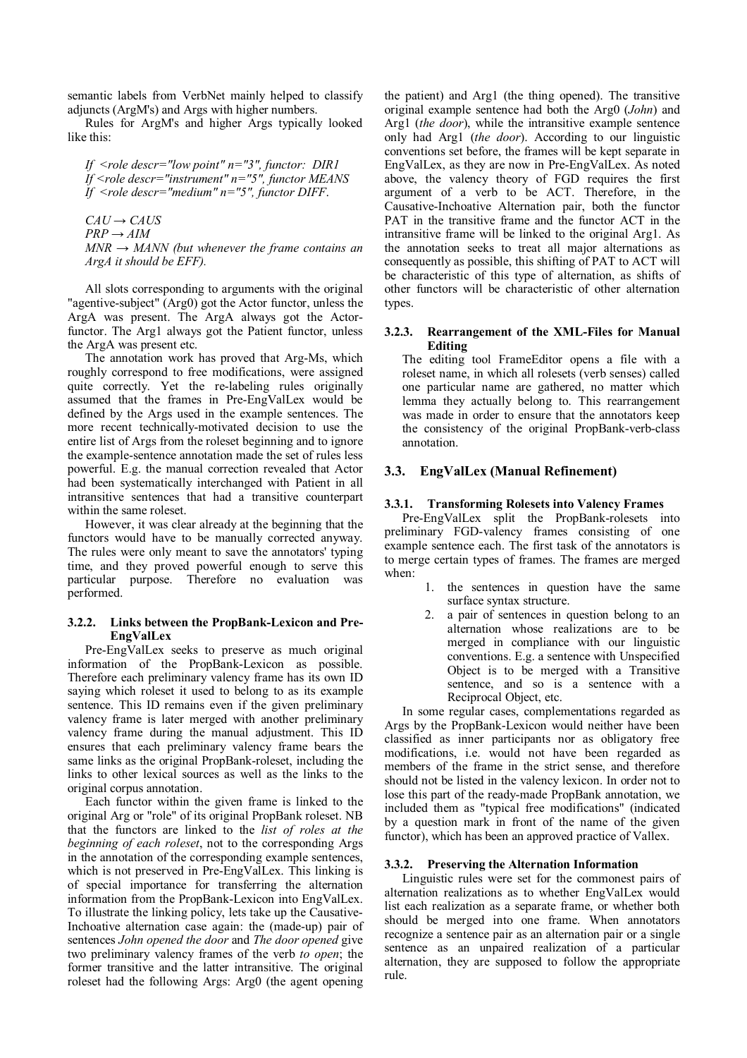semantic labels from VerbNet mainly helped to classify adjuncts (ArgM's) and Args with higher numbers.

Rules for ArgM's and higher Args typically looked like this:

*If <role descr="low point" n="3", functor: DIR1*
*If <role descr="instrument" n="5", functor MEANS*
*If <role descr="medium" n="5", functor DIFF.*

*CAU → CAUS*
*PRP → AIM*
*MNR → MANN (but whenever the frame contains an ArgA it should be EFF).*

All slots corresponding to arguments with the original "agentive-subject" (Arg0) got the Actor functor, unless the ArgA was present. The ArgA always got the Actor-functor. The Arg1 always got the Patient functor, unless the ArgA was present etc.

The annotation work has proved that Arg-Ms, which roughly correspond to free modifications, were assigned quite correctly. Yet the re-labeling rules originally assumed that the frames in Pre-EngValLex would be defined by the Args used in the example sentences. The more recent technically-motivated decision to use the entire list of Args from the roleset beginning and to ignore the example-sentence annotation made the set of rules less powerful. E.g. the manual correction revealed that Actor had been systematically interchanged with Patient in all intransitive sentences that had a transitive counterpart within the same roleset.

However, it was clear already at the beginning that the functors would have to be manually corrected anyway. The rules were only meant to save the annotators' typing time, and they proved powerful enough to serve this particular purpose. Therefore no evaluation was performed.

#### 3.2.2. Links between the PropBank-Lexicon and Pre-EngValLex

Pre-EngValLex seeks to preserve as much original information of the PropBank-Lexicon as possible. Therefore each preliminary valency frame has its own ID saying which roleset it used to belong to as its example sentence. This ID remains even if the given preliminary valency frame is later merged with another preliminary valency frame during the manual adjustment. This ID ensures that each preliminary valency frame bears the same links as the original PropBank-roleset, including the links to other lexical sources as well as the links to the original corpus annotation.

Each functor within the given frame is linked to the original Arg or "role" of its original PropBank roleset. NB that the functors are linked to the *list of roles at the beginning of each roleset*, not to the corresponding Args in the annotation of the corresponding example sentences, which is not preserved in Pre-EngValLex. This linking is of special importance for transferring the alternation information from the PropBank-Lexicon into EngValLex. To illustrate the linking policy, lets take up the Causative-Inchoative alternation case again: the (made-up) pair of sentences *John opened the door* and *The door opened* give two preliminary valency frames of the verb *to open*; the former transitive and the latter intransitive. The original roleset had the following Args: Arg0 (the agent opening the patient) and Arg1 (the thing opened). The transitive original example sentence had both the Arg0 (*John*) and Arg1 (*the door*), while the intransitive example sentence only had Arg1 (*the door*). According to our linguistic conventions set before, the frames will be kept separate in EngValLex, as they are now in Pre-EngValLex. As noted above, the valency theory of FGD requires the first argument of a verb to be ACT. Therefore, in the Causative-Inchoative Alternation pair, both the functor PAT in the transitive frame and the functor ACT in the intransitive frame will be linked to the original Arg1. As the annotation seeks to treat all major alternations as consequently as possible, this shifting of PAT to ACT will be characteristic of this type of alternation, as shifts of other functors will be characteristic of other alternation types.

#### 3.2.3. Rearrangement of the XML-Files for Manual Editing

The editing tool FrameEditor opens a file with a roleset name, in which all rolesets (verb senses) called one particular name are gathered, no matter which lemma they actually belong to. This rearrangement was made in order to ensure that the annotators keep the consistency of the original PropBank-verb-class annotation.

### 3.3. EngValLex (Manual Refinement)

#### 3.3.1. Transforming Rolesets into Valency Frames

Pre-EngValLex split the PropBank-rolesets into preliminary FGD-valency frames consisting of one example sentence each. The first task of the annotators is to merge certain types of frames. The frames are merged when:

1. the sentences in question have the same surface syntax structure.
2. a pair of sentences in question belong to an alternation whose realizations are to be merged in compliance with our linguistic conventions. E.g. a sentence with Unspecified Object is to be merged with a Transitive sentence, and so is a sentence with a Reciprocal Object, etc.

In some regular cases, complementations regarded as Args by the PropBank-Lexicon would neither have been classified as inner participants nor as obligatory free modifications, i.e. would not have been regarded as members of the frame in the strict sense, and therefore should not be listed in the valency lexicon. In order not to lose this part of the ready-made PropBank annotation, we included them as "typical free modifications" (indicated by a question mark in front of the name of the given functor), which has been an approved practice of Vallex.

#### 3.3.2. Preserving the Alternation Information

Linguistic rules were set for the commonest pairs of alternation realizations as to whether EngValLex would list each realization as a separate frame, or whether both should be merged into one frame. When annotators recognize a sentence pair as an alternation pair or a single sentence as an unpaired realization of a particular alternation, they are supposed to follow the appropriate rule.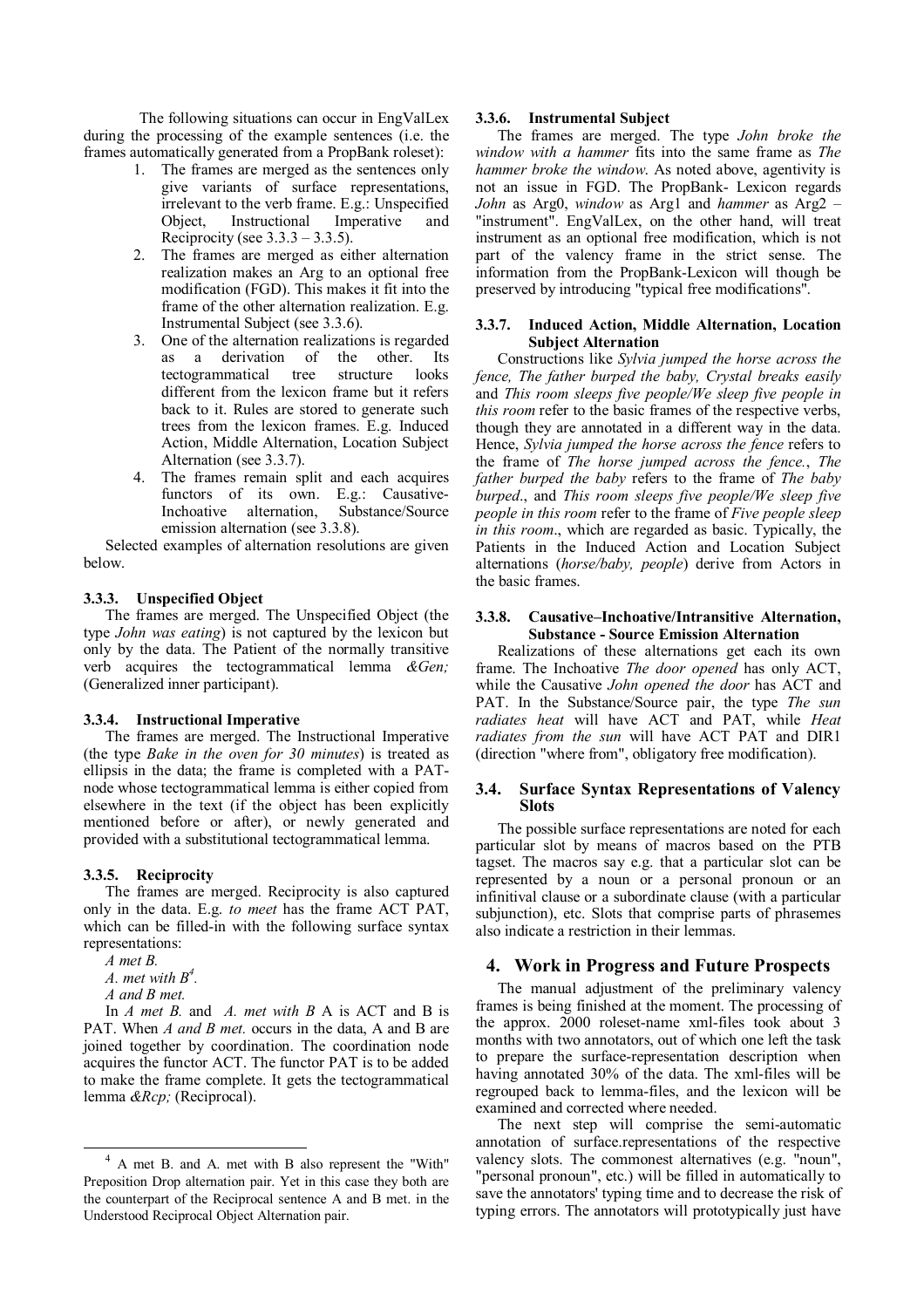The following situations can occur in EngValLex during the processing of the example sentences (i.e. the frames automatically generated from a PropBank roleset):

1. The frames are merged as the sentences only give variants of surface representations, irrelevant to the verb frame. E.g.: Unspecified Object, Instructional Imperative and Reciprocity (see 3.3.3 – 3.3.5).
2. The frames are merged as either alternation realization makes an Arg to an optional free modification (FGD). This makes it fit into the frame of the other alternation realization. E.g. Instrumental Subject (see 3.3.6).
3. One of the alternation realizations is regarded as a derivation of the other. Its tectogrammatical tree structure looks different from the lexicon frame but it refers back to it. Rules are stored to generate such trees from the lexicon frames. E.g. Induced Action, Middle Alternation, Location Subject Alternation (see 3.3.7).
4. The frames remain split and each acquires functors of its own. E.g.: Causative-Inchoative alternation, Substance/Source emission alternation (see 3.3.8).

Selected examples of alternation resolutions are given below.

#### 3.3.3. Unspecified Object

The frames are merged. The Unspecified Object (the type *John was eating*) is not captured by the lexicon but only by the data. The Patient of the normally transitive verb acquires the tectogrammatical lemma *&Gen;* (Generalized inner participant).

#### 3.3.4. Instructional Imperative

The frames are merged. The Instructional Imperative (the type *Bake in the oven for 30 minutes*) is treated as ellipsis in the data; the frame is completed with a PAT-node whose tectogrammatical lemma is either copied from elsewhere in the text (if the object has been explicitly mentioned before or after), or newly generated and provided with a substitutional tectogrammatical lemma.

#### 3.3.5. Reciprocity

The frames are merged. Reciprocity is also captured only in the data. E.g. *to meet* has the frame ACT PAT, which can be filled-in with the following surface syntax representations:

*A met B.*

*A. met with B*[4].

*A and B met.*

In *A met B.* and *A. met with B* A is ACT and B is PAT. When *A and B met.* occurs in the data, A and B are joined together by coordination. The coordination node acquires the functor ACT. The functor PAT is to be added to make the frame complete. It gets the tectogrammatical lemma *&Rcp;* (Reciprocal).

#### 3.3.6. Instrumental Subject

The frames are merged. The type *John broke the window with a hammer* fits into the same frame as *The hammer broke the window*. As noted above, agentivity is not an issue in FGD. The PropBank- Lexicon regards *John* as Arg0, *window* as Arg1 and *hammer* as Arg2 – "instrument". EngValLex, on the other hand, will treat instrument as an optional free modification, which is not part of the valency frame in the strict sense. The information from the PropBank-Lexicon will though be preserved by introducing "typical free modifications".

#### 3.3.7. Induced Action, Middle Alternation, Location Subject Alternation

Constructions like *Sylvia jumped the horse across the fence, The father burped the baby, Crystal breaks easily* and *This room sleeps five people/We sleep five people in this room* refer to the basic frames of the respective verbs, though they are annotated in a different way in the data. Hence, *Sylvia jumped the horse across the fence* refers to the frame of *The horse jumped across the fence.*, *The father burped the baby* refers to the frame of *The baby burped.*, and *This room sleeps five people/We sleep five people in this room* refer to the frame of *Five people sleep in this room.*, which are regarded as basic. Typically, the Patients in the Induced Action and Location Subject alternations (*horse/baby, people*) derive from Actors in the basic frames.

#### 3.3.8. Causative–Inchoative/Intransitive Alternation, Substance - Source Emission Alternation

Realizations of these alternations get each its own frame. The Inchoative *The door opened* has only ACT, while the Causative *John opened the door* has ACT and PAT. In the Substance/Source pair, the type *The sun radiates heat* will have ACT and PAT, while *Heat radiates from the sun* will have ACT PAT and DIR1 (direction "where from", obligatory free modification).

### 3.4. Surface Syntax Representations of Valency Slots

The possible surface representations are noted for each particular slot by means of macros based on the PTB tagset. The macros say e.g. that a particular slot can be represented by a noun or a personal pronoun or an infinitival clause or a subordinate clause (with a particular subjunction), etc. Slots that comprise parts of phrasemes also indicate a restriction in their lemmas.

## 4. Work in Progress and Future Prospects

The manual adjustment of the preliminary valency frames is being finished at the moment. The processing of the approx. 2000 roleset-name xml-files took about 3 months with two annotators, out of which one left the task to prepare the surface-representation description when having annotated 30% of the data. The xml-files will be regrouped back to lemma-files, and the lexicon will be examined and corrected where needed.

The next step will comprise the semi-automatic annotation of surface.representations of the respective valency slots. The commonest alternatives (e.g. "noun", "personal pronoun", etc.) will be filled in automatically to save the annotators' typing time and to decrease the risk of typing errors. The annotators will prototypically just have

---

[4] A met B. and A. met with B also represent the "With" Preposition Drop alternation pair. Yet in this case they both are the counterpart of the Reciprocal sentence A and B met. in the Understood Reciprocal Object Alternation pair.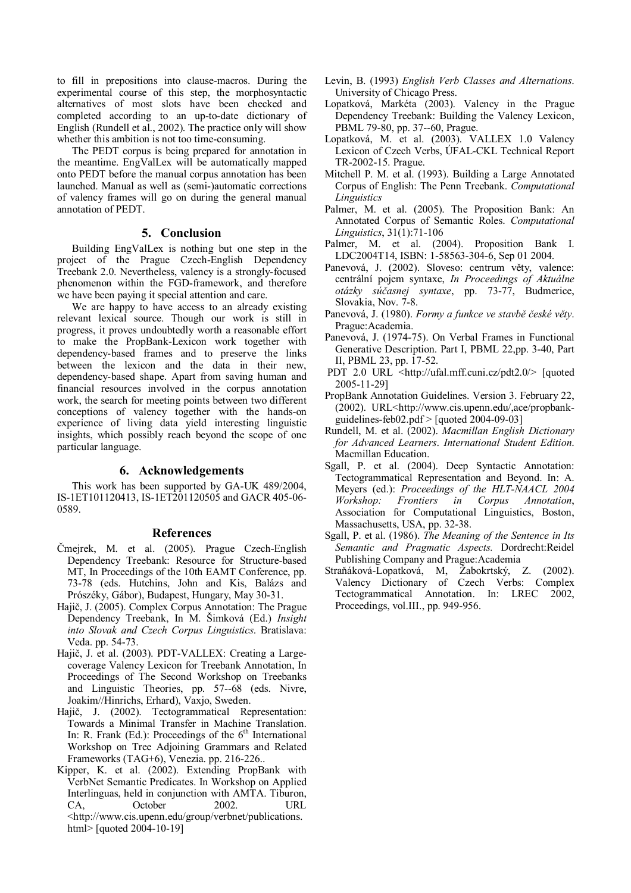to fill in prepositions into clause-macros. During the experimental course of this step, the morphosyntactic alternatives of most slots have been checked and completed according to an up-to-date dictionary of English (Rundell et al., 2002). The practice only will show whether this ambition is not too time-consuming.

The PEDT corpus is being prepared for annotation in the meantime. EngValLex will be automatically mapped onto PEDT before the manual corpus annotation has been launched. Manual as well as (semi-)automatic corrections of valency frames will go on during the general manual annotation of PEDT.

## 5. Conclusion

Building EngValLex is nothing but one step in the project of the Prague Czech-English Dependency Treebank 2.0. Nevertheless, valency is a strongly-focused phenomenon within the FGD-framework, and therefore we have been paying it special attention and care.

We are happy to have access to an already existing relevant lexical source. Though our work is still in progress, it proves undoubtedly worth a reasonable effort to make the PropBank-Lexicon work together with dependency-based frames and to preserve the links between the lexicon and the data in their new, dependency-based shape. Apart from saving human and financial resources involved in the corpus annotation work, the search for meeting points between two different conceptions of valency together with the hands-on experience of living data yield interesting linguistic insights, which possibly reach beyond the scope of one particular language.

## 6. Acknowledgements

This work has been supported by GA-UK 489/2004, IS-1ET101120413, IS-1ET201120505 and GACR 405-06-0589.

## References

Čmejrek, M. et al. (2005). Prague Czech-English Dependency Treebank: Resource for Structure-based MT, In Proceedings of the 10th EAMT Conference, pp. 73-78 (eds. Hutchins, John and Kis, Balázs and Prószéky, Gábor), Budapest, Hungary, May 30-31.

Hajič, J. (2005). Complex Corpus Annotation: The Prague Dependency Treebank, In M. Šimková (Ed.) *Insight into Slovak and Czech Corpus Linguistics*. Bratislava: Veda. pp. 54-73.

Hajič, J. et al. (2003). PDT-VALLEX: Creating a Large-coverage Valency Lexicon for Treebank Annotation, In Proceedings of The Second Workshop on Treebanks and Linguistic Theories, pp. 57--68 (eds. Nivre, Joakim//Hinrichs, Erhard), Vaxjo, Sweden.

Hajič, J. (2002). Tectogrammatical Representation: Towards a Minimal Transfer in Machine Translation. In: R. Frank (Ed.): Proceedings of the 6th International Workshop on Tree Adjoining Grammars and Related Frameworks (TAG+6), Venezia. pp. 216-226..

Kipper, K. et al. (2002). Extending PropBank with VerbNet Semantic Predicates. In Workshop on Applied Interlinguas, held in conjunction with AMTA. Tiburon, CA, October 2002. URL <http://www.cis.upenn.edu/group/verbnet/publications.html> [quoted 2004-10-19]

Levin, B. (1993) *English Verb Classes and Alternations*. University of Chicago Press.

Lopatková, Markéta (2003). Valency in the Prague Dependency Treebank: Building the Valency Lexicon, PBML 79-80, pp. 37--60, Prague.

Lopatková, M. et al. (2003). VALLEX 1.0 Valency Lexicon of Czech Verbs, ÚFAL-CKL Technical Report TR-2002-15. Prague.

Mitchell P. M. et al. (1993). Building a Large Annotated Corpus of English: The Penn Treebank. *Computational Linguistics*

Palmer, M. et al. (2005). The Proposition Bank: An Annotated Corpus of Semantic Roles. *Computational Linguistics*, 31(1):71-106

Palmer, M. et al. (2004). Proposition Bank I. LDC2004T14, ISBN: 1-58563-304-6, Sep 01 2004.

Panevová, J. (2002). Sloveso: centrum věty, valence: centrální pojem syntaxe, *In Proceedings of Aktuálne otázky súčasnej syntaxe*, pp. 73-77, Budmerice, Slovakia, Nov. 7-8.

Panevová, J. (1980). *Formy a funkce ve stavbě české věty*. Prague:Academia.

Panevová, J. (1974-75). On Verbal Frames in Functional Generative Description. Part I, PBML 22,pp. 3-40, Part II, PBML 23, pp. 17-52.

PDT 2.0 URL <http://ufal.mff.cuni.cz/pdt2.0/> [quoted 2005-11-29]

PropBank Annotation Guidelines. Version 3. February 22, (2002). URL<http://www.cis.upenn.edu/,ace/propbank-guidelines-feb02.pdf > [quoted 2004-09-03]

Rundell, M. et al. (2002). *Macmillan English Dictionary for Advanced Learners*. *International Student Edition*. Macmillan Education.

Sgall, P. et al. (2004). Deep Syntactic Annotation: Tectogrammatical Representation and Beyond. In: A. Meyers (ed.): *Proceedings of the HLT-NAACL 2004 Workshop: Frontiers in Corpus Annotation*, Association for Computational Linguistics, Boston, Massachusetts, USA, pp. 32-38.

Sgall, P. et al. (1986). *The Meaning of the Sentence in Its Semantic and Pragmatic Aspects.* Dordrecht:Reidel Publishing Company and Prague:Academia

Straňáková-Lopatková, M, Žabokrtský, Z. (2002). Valency Dictionary of Czech Verbs: Complex Tectogrammatical Annotation. In: LREC 2002, Proceedings, vol.III., pp. 949-956.